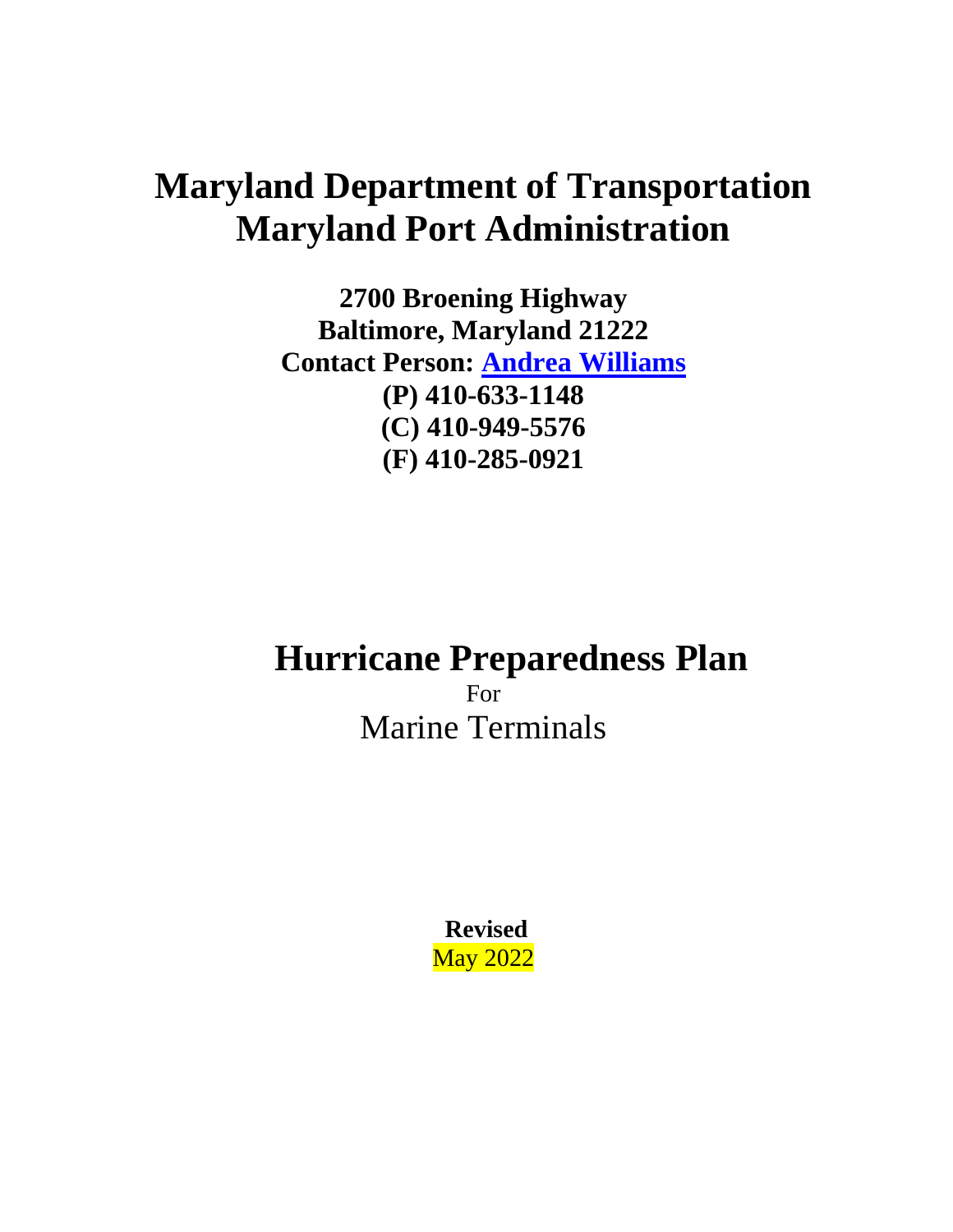# Maryland Department of Transportation
# Maryland Port Administration

**2700 Broening Highway**
**Baltimore, Maryland 21222**
**Contact Person: Andrea Williams**
**(P) 410-633-1148**
**(C) 410-949-5576**
**(F) 410-285-0921**

## Hurricane Preparedness Plan

For

Marine Terminals

**Revised**

May 2022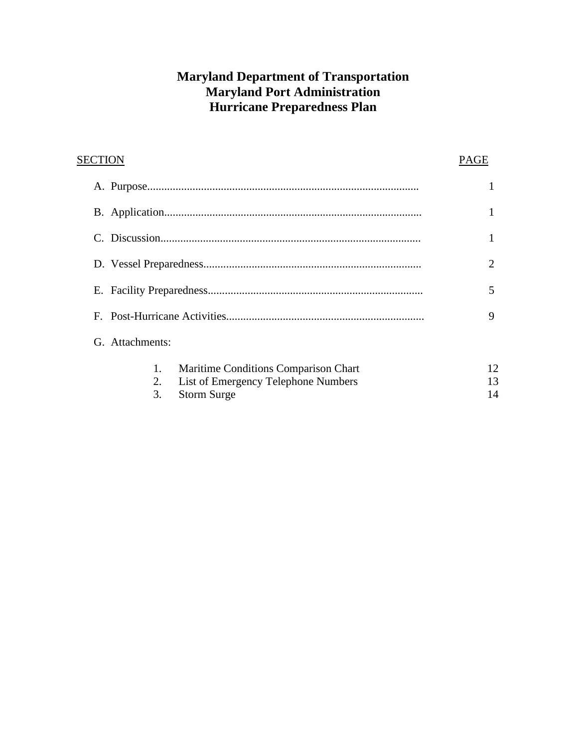# Maryland Department of Transportation
# Maryland Port Administration
# Hurricane Preparedness Plan

| SECTION | PAGE |
| --- | --- |
| A. Purpose | 1 |
| B. Application | 1 |
| C. Discussion | 1 |
| D. Vessel Preparedness | 2 |
| E. Facility Preparedness | 5 |
| F. Post-Hurricane Activities | 9 |
| G. Attachments: | |
| 1. Maritime Conditions Comparison Chart | 12 |
| 2. List of Emergency Telephone Numbers | 13 |
| 3. Storm Surge | 14 |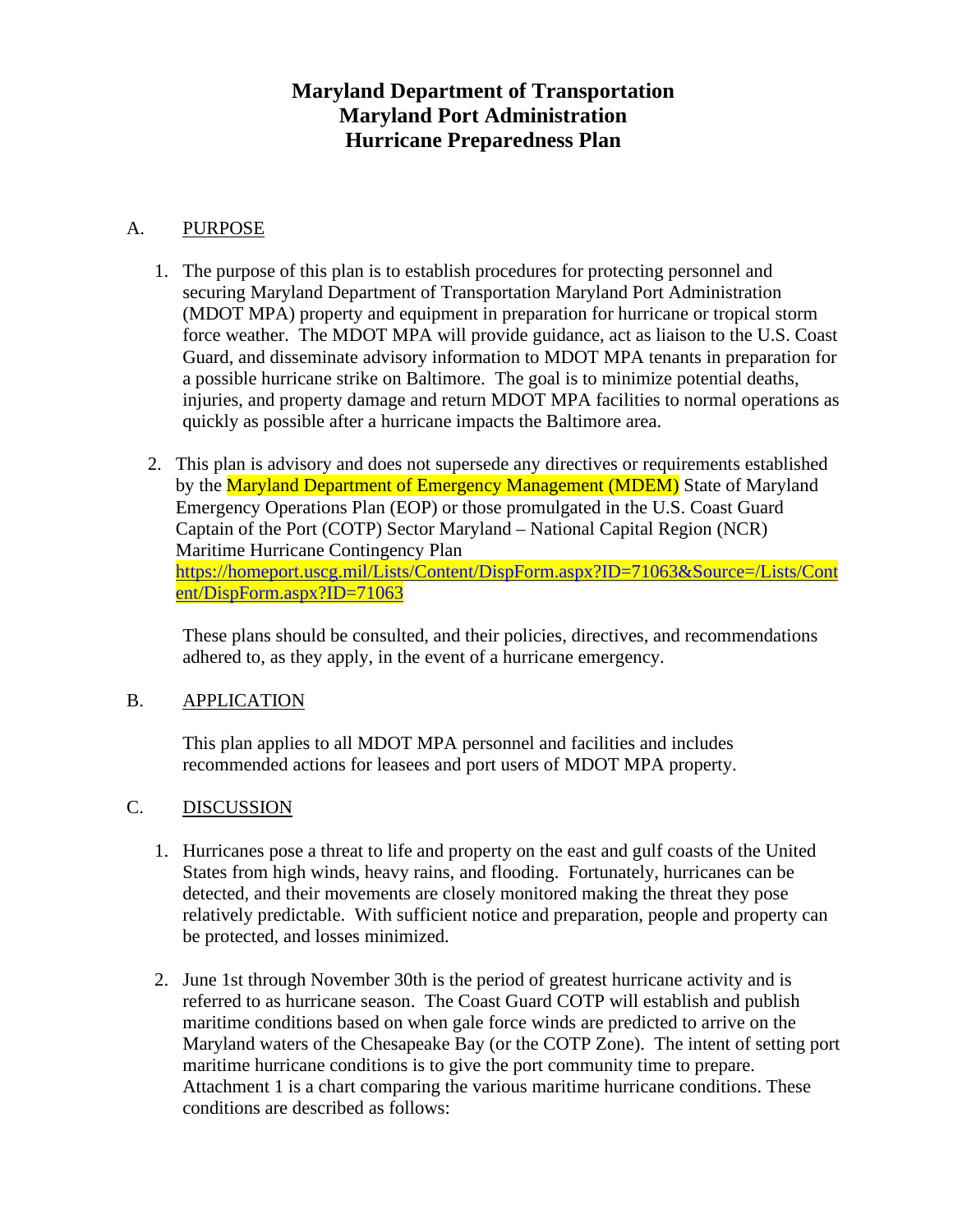# Maryland Department of Transportation
# Maryland Port Administration
# Hurricane Preparedness Plan

## A. PURPOSE

1. The purpose of this plan is to establish procedures for protecting personnel and securing Maryland Department of Transportation Maryland Port Administration (MDOT MPA) property and equipment in preparation for hurricane or tropical storm force weather. The MDOT MPA will provide guidance, act as liaison to the U.S. Coast Guard, and disseminate advisory information to MDOT MPA tenants in preparation for a possible hurricane strike on Baltimore. The goal is to minimize potential deaths, injuries, and property damage and return MDOT MPA facilities to normal operations as quickly as possible after a hurricane impacts the Baltimore area.

2. This plan is advisory and does not supersede any directives or requirements established by the Maryland Department of Emergency Management (MDEM) State of Maryland Emergency Operations Plan (EOP) or those promulgated in the U.S. Coast Guard Captain of the Port (COTP) Sector Maryland – National Capital Region (NCR) Maritime Hurricane Contingency Plan https://homeport.uscg.mil/Lists/Content/DispForm.aspx?ID=71063&Source=/Lists/Content/DispForm.aspx?ID=71063

   These plans should be consulted, and their policies, directives, and recommendations adhered to, as they apply, in the event of a hurricane emergency.

## B. APPLICATION

This plan applies to all MDOT MPA personnel and facilities and includes recommended actions for leasees and port users of MDOT MPA property.

## C. DISCUSSION

1. Hurricanes pose a threat to life and property on the east and gulf coasts of the United States from high winds, heavy rains, and flooding. Fortunately, hurricanes can be detected, and their movements are closely monitored making the threat they pose relatively predictable. With sufficient notice and preparation, people and property can be protected, and losses minimized.

2. June 1st through November 30th is the period of greatest hurricane activity and is referred to as hurricane season. The Coast Guard COTP will establish and publish maritime conditions based on when gale force winds are predicted to arrive on the Maryland waters of the Chesapeake Bay (or the COTP Zone). The intent of setting port maritime hurricane conditions is to give the port community time to prepare. Attachment 1 is a chart comparing the various maritime hurricane conditions. These conditions are described as follows: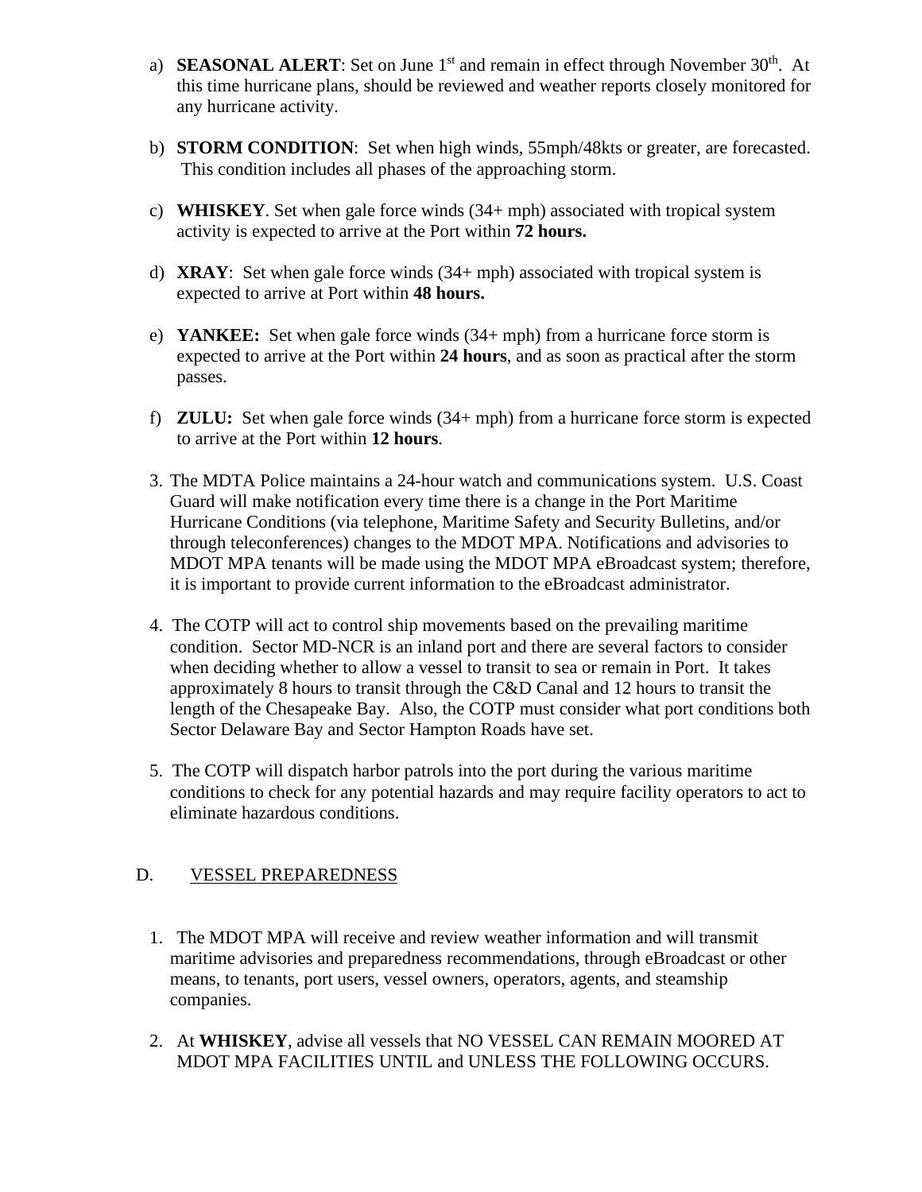a) **SEASONAL ALERT**: Set on June 1st and remain in effect through November 30th. At this time hurricane plans, should be reviewed and weather reports closely monitored for any hurricane activity.

b) **STORM CONDITION**: Set when high winds, 55mph/48kts or greater, are forecasted. This condition includes all phases of the approaching storm.

c) **WHISKEY**. Set when gale force winds (34+ mph) associated with tropical system activity is expected to arrive at the Port within **72 hours.**

d) **XRAY**: Set when gale force winds (34+ mph) associated with tropical system is expected to arrive at Port within **48 hours.**

e) **YANKEE:** Set when gale force winds (34+ mph) from a hurricane force storm is expected to arrive at the Port within **24 hours**, and as soon as practical after the storm passes.

f) **ZULU:** Set when gale force winds (34+ mph) from a hurricane force storm is expected to arrive at the Port within **12 hours**.

3. The MDTA Police maintains a 24-hour watch and communications system. U.S. Coast Guard will make notification every time there is a change in the Port Maritime Hurricane Conditions (via telephone, Maritime Safety and Security Bulletins, and/or through teleconferences) changes to the MDOT MPA. Notifications and advisories to MDOT MPA tenants will be made using the MDOT MPA eBroadcast system; therefore, it is important to provide current information to the eBroadcast administrator.

4. The COTP will act to control ship movements based on the prevailing maritime condition. Sector MD-NCR is an inland port and there are several factors to consider when deciding whether to allow a vessel to transit to sea or remain in Port. It takes approximately 8 hours to transit through the C&D Canal and 12 hours to transit the length of the Chesapeake Bay. Also, the COTP must consider what port conditions both Sector Delaware Bay and Sector Hampton Roads have set.

5. The COTP will dispatch harbor patrols into the port during the various maritime conditions to check for any potential hazards and may require facility operators to act to eliminate hazardous conditions.

## D. VESSEL PREPAREDNESS

1. The MDOT MPA will receive and review weather information and will transmit maritime advisories and preparedness recommendations, through eBroadcast or other means, to tenants, port users, vessel owners, operators, agents, and steamship companies.

2. At **WHISKEY**, advise all vessels that NO VESSEL CAN REMAIN MOORED AT MDOT MPA FACILITIES UNTIL and UNLESS THE FOLLOWING OCCURS.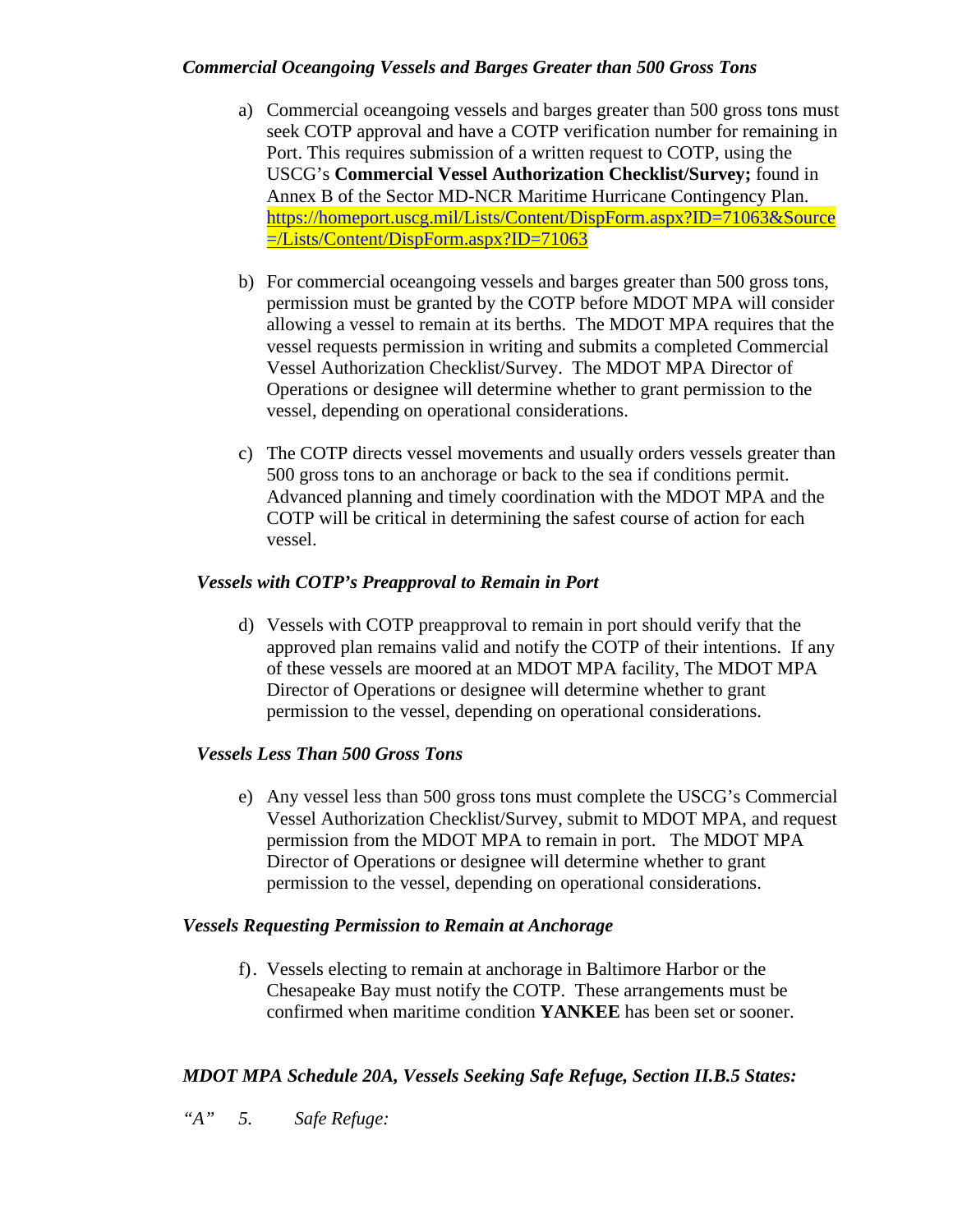### *Commercial Oceangoing Vessels and Barges Greater than 500 Gross Tons*

a) Commercial oceangoing vessels and barges greater than 500 gross tons must seek COTP approval and have a COTP verification number for remaining in Port. This requires submission of a written request to COTP, using the USCG's **Commercial Vessel Authorization Checklist/Survey;** found in Annex B of the Sector MD-NCR Maritime Hurricane Contingency Plan. https://homeport.uscg.mil/Lists/Content/DispForm.aspx?ID=71063&Source=/Lists/Content/DispForm.aspx?ID=71063

b) For commercial oceangoing vessels and barges greater than 500 gross tons, permission must be granted by the COTP before MDOT MPA will consider allowing a vessel to remain at its berths. The MDOT MPA requires that the vessel requests permission in writing and submits a completed Commercial Vessel Authorization Checklist/Survey. The MDOT MPA Director of Operations or designee will determine whether to grant permission to the vessel, depending on operational considerations.

c) The COTP directs vessel movements and usually orders vessels greater than 500 gross tons to an anchorage or back to the sea if conditions permit. Advanced planning and timely coordination with the MDOT MPA and the COTP will be critical in determining the safest course of action for each vessel.

### *Vessels with COTP's Preapproval to Remain in Port*

d) Vessels with COTP preapproval to remain in port should verify that the approved plan remains valid and notify the COTP of their intentions. If any of these vessels are moored at an MDOT MPA facility, The MDOT MPA Director of Operations or designee will determine whether to grant permission to the vessel, depending on operational considerations.

### *Vessels Less Than 500 Gross Tons*

e) Any vessel less than 500 gross tons must complete the USCG's Commercial Vessel Authorization Checklist/Survey, submit to MDOT MPA, and request permission from the MDOT MPA to remain in port. The MDOT MPA Director of Operations or designee will determine whether to grant permission to the vessel, depending on operational considerations.

### *Vessels Requesting Permission to Remain at Anchorage*

f). Vessels electing to remain at anchorage in Baltimore Harbor or the Chesapeake Bay must notify the COTP. These arrangements must be confirmed when maritime condition **YANKEE** has been set or sooner.

### *MDOT MPA Schedule 20A, Vessels Seeking Safe Refuge, Section II.B.5 States:*

*"A"* 5. *Safe Refuge:*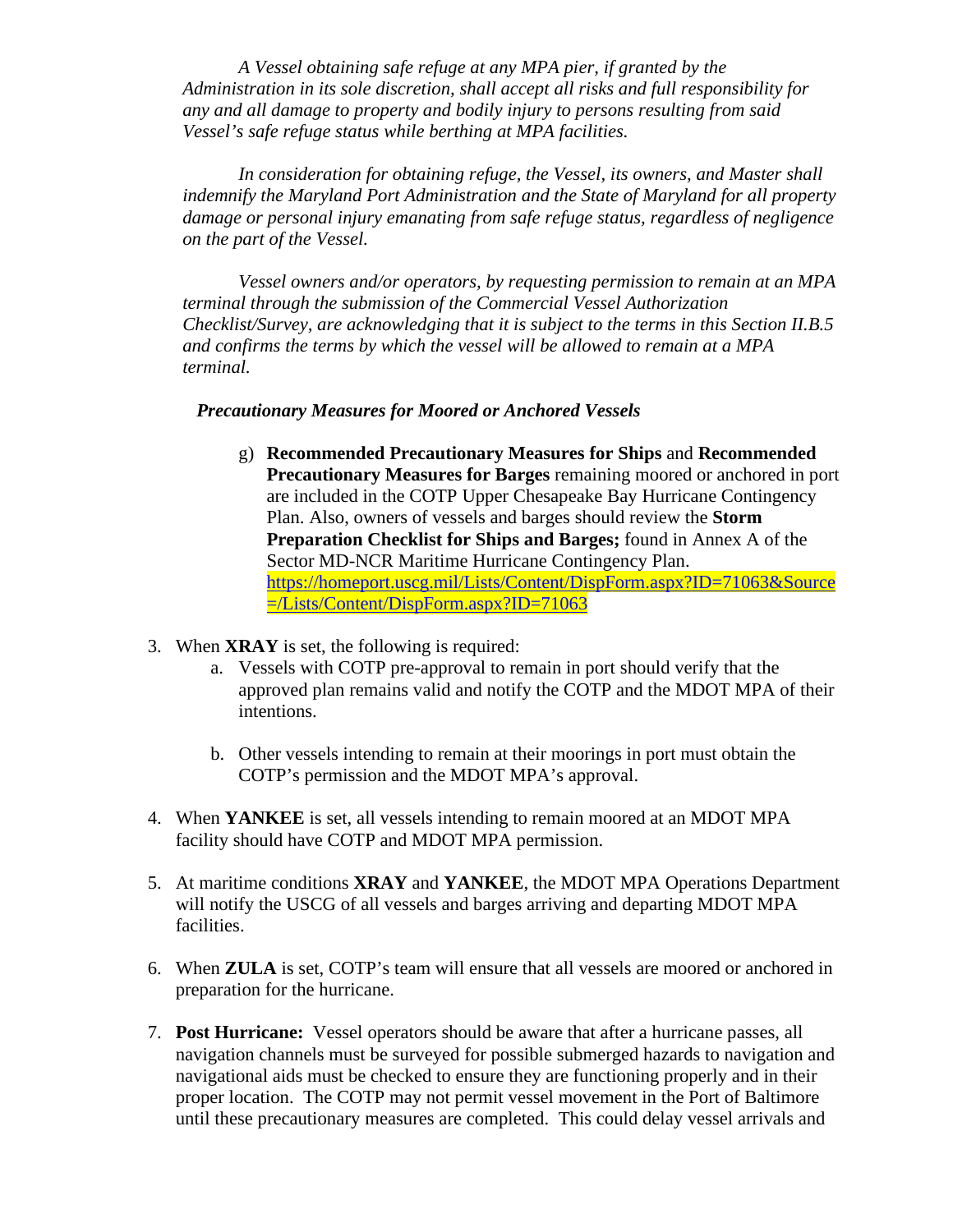*A Vessel obtaining safe refuge at any MPA pier, if granted by the Administration in its sole discretion, shall accept all risks and full responsibility for any and all damage to property and bodily injury to persons resulting from said Vessel's safe refuge status while berthing at MPA facilities.*

*In consideration for obtaining refuge, the Vessel, its owners, and Master shall indemnify the Maryland Port Administration and the State of Maryland for all property damage or personal injury emanating from safe refuge status, regardless of negligence on the part of the Vessel.*

*Vessel owners and/or operators, by requesting permission to remain at an MPA terminal through the submission of the Commercial Vessel Authorization Checklist/Survey, are acknowledging that it is subject to the terms in this Section II.B.5 and confirms the terms by which the vessel will be allowed to remain at a MPA terminal.*

***Precautionary Measures for Moored or Anchored Vessels***

g) **Recommended Precautionary Measures for Ships** and **Recommended Precautionary Measures for Barges** remaining moored or anchored in port are included in the COTP Upper Chesapeake Bay Hurricane Contingency Plan. Also, owners of vessels and barges should review the **Storm Preparation Checklist for Ships and Barges;** found in Annex A of the Sector MD-NCR Maritime Hurricane Contingency Plan. https://homeport.uscg.mil/Lists/Content/DispForm.aspx?ID=71063&Source=/Lists/Content/DispForm.aspx?ID=71063

3. When **XRAY** is set, the following is required:
   a. Vessels with COTP pre-approval to remain in port should verify that the approved plan remains valid and notify the COTP and the MDOT MPA of their intentions.

   b. Other vessels intending to remain at their moorings in port must obtain the COTP's permission and the MDOT MPA's approval.

4. When **YANKEE** is set, all vessels intending to remain moored at an MDOT MPA facility should have COTP and MDOT MPA permission.

5. At maritime conditions **XRAY** and **YANKEE**, the MDOT MPA Operations Department will notify the USCG of all vessels and barges arriving and departing MDOT MPA facilities.

6. When **ZULA** is set, COTP's team will ensure that all vessels are moored or anchored in preparation for the hurricane.

7. **Post Hurricane:** Vessel operators should be aware that after a hurricane passes, all navigation channels must be surveyed for possible submerged hazards to navigation and navigational aids must be checked to ensure they are functioning properly and in their proper location. The COTP may not permit vessel movement in the Port of Baltimore until these precautionary measures are completed. This could delay vessel arrivals and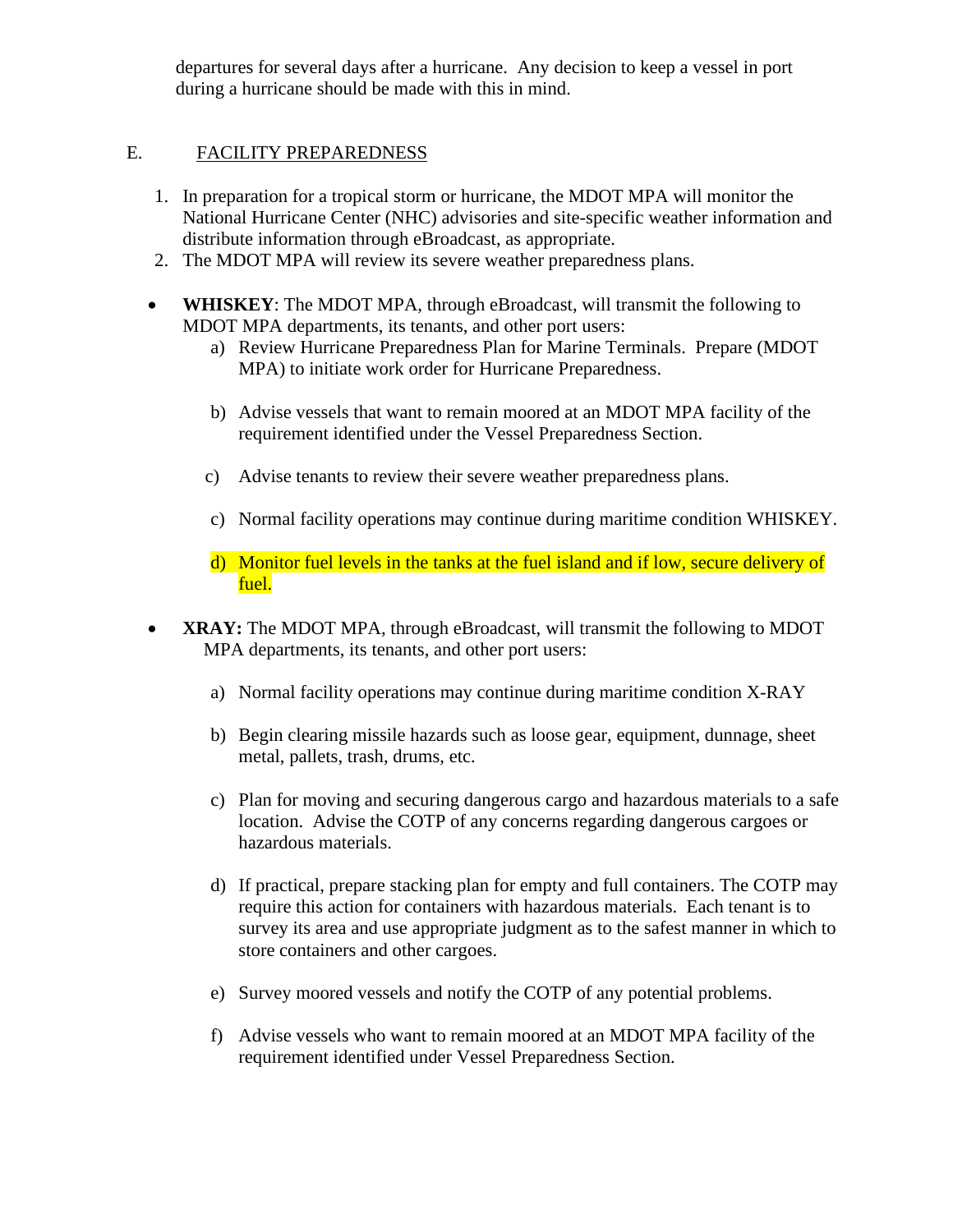departures for several days after a hurricane. Any decision to keep a vessel in port during a hurricane should be made with this in mind.

E. FACILITY PREPAREDNESS

1. In preparation for a tropical storm or hurricane, the MDOT MPA will monitor the National Hurricane Center (NHC) advisories and site-specific weather information and distribute information through eBroadcast, as appropriate.
2. The MDOT MPA will review its severe weather preparedness plans.

- **WHISKEY**: The MDOT MPA, through eBroadcast, will transmit the following to MDOT MPA departments, its tenants, and other port users:
  a) Review Hurricane Preparedness Plan for Marine Terminals. Prepare (MDOT MPA) to initiate work order for Hurricane Preparedness.

  b) Advise vessels that want to remain moored at an MDOT MPA facility of the requirement identified under the Vessel Preparedness Section.

  c) Advise tenants to review their severe weather preparedness plans.

  c) Normal facility operations may continue during maritime condition WHISKEY.

  d) Monitor fuel levels in the tanks at the fuel island and if low, secure delivery of fuel.

- **XRAY:** The MDOT MPA, through eBroadcast, will transmit the following to MDOT MPA departments, its tenants, and other port users:

  a) Normal facility operations may continue during maritime condition X-RAY

  b) Begin clearing missile hazards such as loose gear, equipment, dunnage, sheet metal, pallets, trash, drums, etc.

  c) Plan for moving and securing dangerous cargo and hazardous materials to a safe location. Advise the COTP of any concerns regarding dangerous cargoes or hazardous materials.

  d) If practical, prepare stacking plan for empty and full containers. The COTP may require this action for containers with hazardous materials. Each tenant is to survey its area and use appropriate judgment as to the safest manner in which to store containers and other cargoes.

  e) Survey moored vessels and notify the COTP of any potential problems.

  f) Advise vessels who want to remain moored at an MDOT MPA facility of the requirement identified under Vessel Preparedness Section.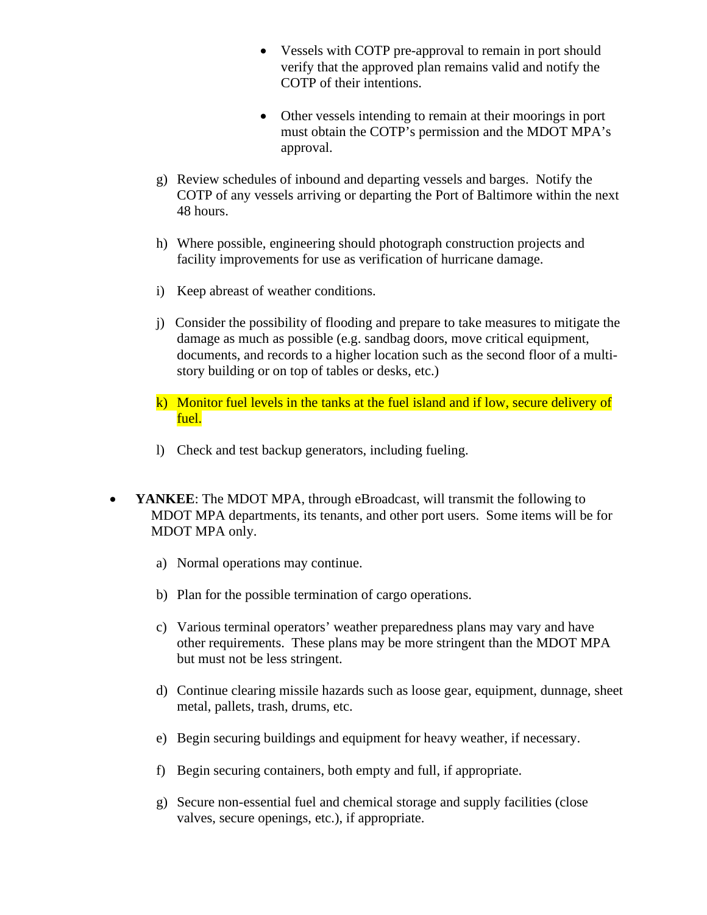- Vessels with COTP pre-approval to remain in port should verify that the approved plan remains valid and notify the COTP of their intentions.

    - Other vessels intending to remain at their moorings in port must obtain the COTP's permission and the MDOT MPA's approval.

  g) Review schedules of inbound and departing vessels and barges. Notify the COTP of any vessels arriving or departing the Port of Baltimore within the next 48 hours.

  h) Where possible, engineering should photograph construction projects and facility improvements for use as verification of hurricane damage.

  i) Keep abreast of weather conditions.

  j) Consider the possibility of flooding and prepare to take measures to mitigate the damage as much as possible (e.g. sandbag doors, move critical equipment, documents, and records to a higher location such as the second floor of a multi-story building or on top of tables or desks, etc.)

  k) Monitor fuel levels in the tanks at the fuel island and if low, secure delivery of fuel.

  l) Check and test backup generators, including fueling.

- **YANKEE**: The MDOT MPA, through eBroadcast, will transmit the following to MDOT MPA departments, its tenants, and other port users. Some items will be for MDOT MPA only.

  a) Normal operations may continue.

  b) Plan for the possible termination of cargo operations.

  c) Various terminal operators' weather preparedness plans may vary and have other requirements. These plans may be more stringent than the MDOT MPA but must not be less stringent.

  d) Continue clearing missile hazards such as loose gear, equipment, dunnage, sheet metal, pallets, trash, drums, etc.

  e) Begin securing buildings and equipment for heavy weather, if necessary.

  f) Begin securing containers, both empty and full, if appropriate.

  g) Secure non-essential fuel and chemical storage and supply facilities (close valves, secure openings, etc.), if appropriate.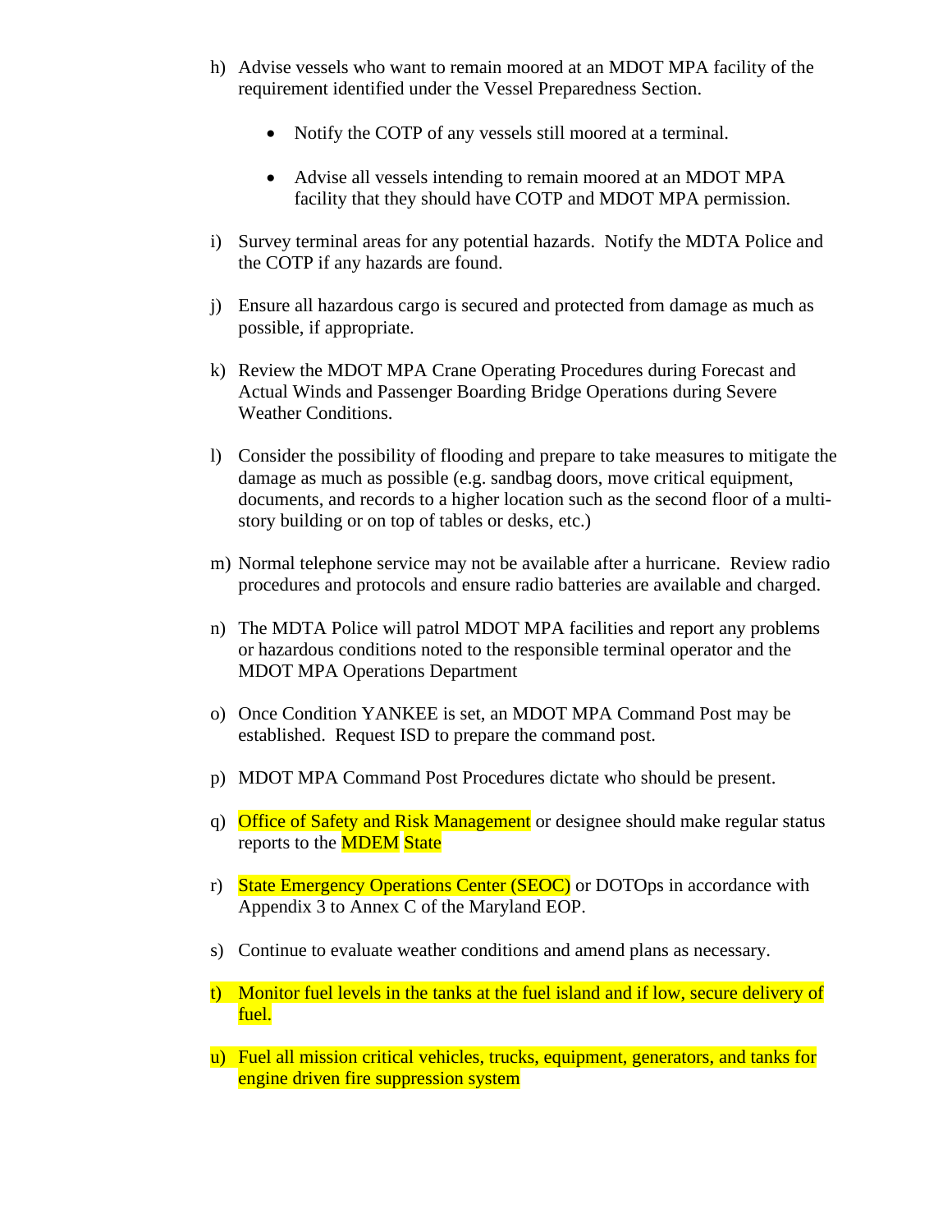h) Advise vessels who want to remain moored at an MDOT MPA facility of the requirement identified under the Vessel Preparedness Section.

    - Notify the COTP of any vessels still moored at a terminal.

    - Advise all vessels intending to remain moored at an MDOT MPA facility that they should have COTP and MDOT MPA permission.

i) Survey terminal areas for any potential hazards. Notify the MDTA Police and the COTP if any hazards are found.

j) Ensure all hazardous cargo is secured and protected from damage as much as possible, if appropriate.

k) Review the MDOT MPA Crane Operating Procedures during Forecast and Actual Winds and Passenger Boarding Bridge Operations during Severe Weather Conditions.

l) Consider the possibility of flooding and prepare to take measures to mitigate the damage as much as possible (e.g. sandbag doors, move critical equipment, documents, and records to a higher location such as the second floor of a multi-story building or on top of tables or desks, etc.)

m) Normal telephone service may not be available after a hurricane. Review radio procedures and protocols and ensure radio batteries are available and charged.

n) The MDTA Police will patrol MDOT MPA facilities and report any problems or hazardous conditions noted to the responsible terminal operator and the MDOT MPA Operations Department

o) Once Condition YANKEE is set, an MDOT MPA Command Post may be established. Request ISD to prepare the command post.

p) MDOT MPA Command Post Procedures dictate who should be present.

q) Office of Safety and Risk Management or designee should make regular status reports to the MDEM State

r) State Emergency Operations Center (SEOC) or DOTOps in accordance with Appendix 3 to Annex C of the Maryland EOP.

s) Continue to evaluate weather conditions and amend plans as necessary.

t) Monitor fuel levels in the tanks at the fuel island and if low, secure delivery of fuel.

u) Fuel all mission critical vehicles, trucks, equipment, generators, and tanks for engine driven fire suppression system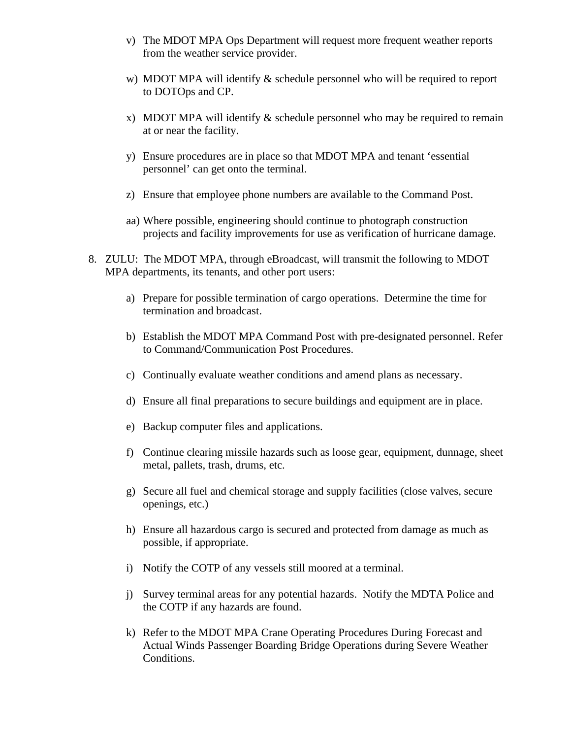v) The MDOT MPA Ops Department will request more frequent weather reports from the weather service provider.

w) MDOT MPA will identify & schedule personnel who will be required to report to DOTOps and CP.

x) MDOT MPA will identify & schedule personnel who may be required to remain at or near the facility.

y) Ensure procedures are in place so that MDOT MPA and tenant ‘essential personnel’ can get onto the terminal.

z) Ensure that employee phone numbers are available to the Command Post.

aa) Where possible, engineering should continue to photograph construction projects and facility improvements for use as verification of hurricane damage.

8. ZULU: The MDOT MPA, through eBroadcast, will transmit the following to MDOT MPA departments, its tenants, and other port users:

   a) Prepare for possible termination of cargo operations. Determine the time for termination and broadcast.

   b) Establish the MDOT MPA Command Post with pre-designated personnel. Refer to Command/Communication Post Procedures.

   c) Continually evaluate weather conditions and amend plans as necessary.

   d) Ensure all final preparations to secure buildings and equipment are in place.

   e) Backup computer files and applications.

   f) Continue clearing missile hazards such as loose gear, equipment, dunnage, sheet metal, pallets, trash, drums, etc.

   g) Secure all fuel and chemical storage and supply facilities (close valves, secure openings, etc.)

   h) Ensure all hazardous cargo is secured and protected from damage as much as possible, if appropriate.

   i) Notify the COTP of any vessels still moored at a terminal.

   j) Survey terminal areas for any potential hazards. Notify the MDTA Police and the COTP if any hazards are found.

   k) Refer to the MDOT MPA Crane Operating Procedures During Forecast and Actual Winds Passenger Boarding Bridge Operations during Severe Weather Conditions.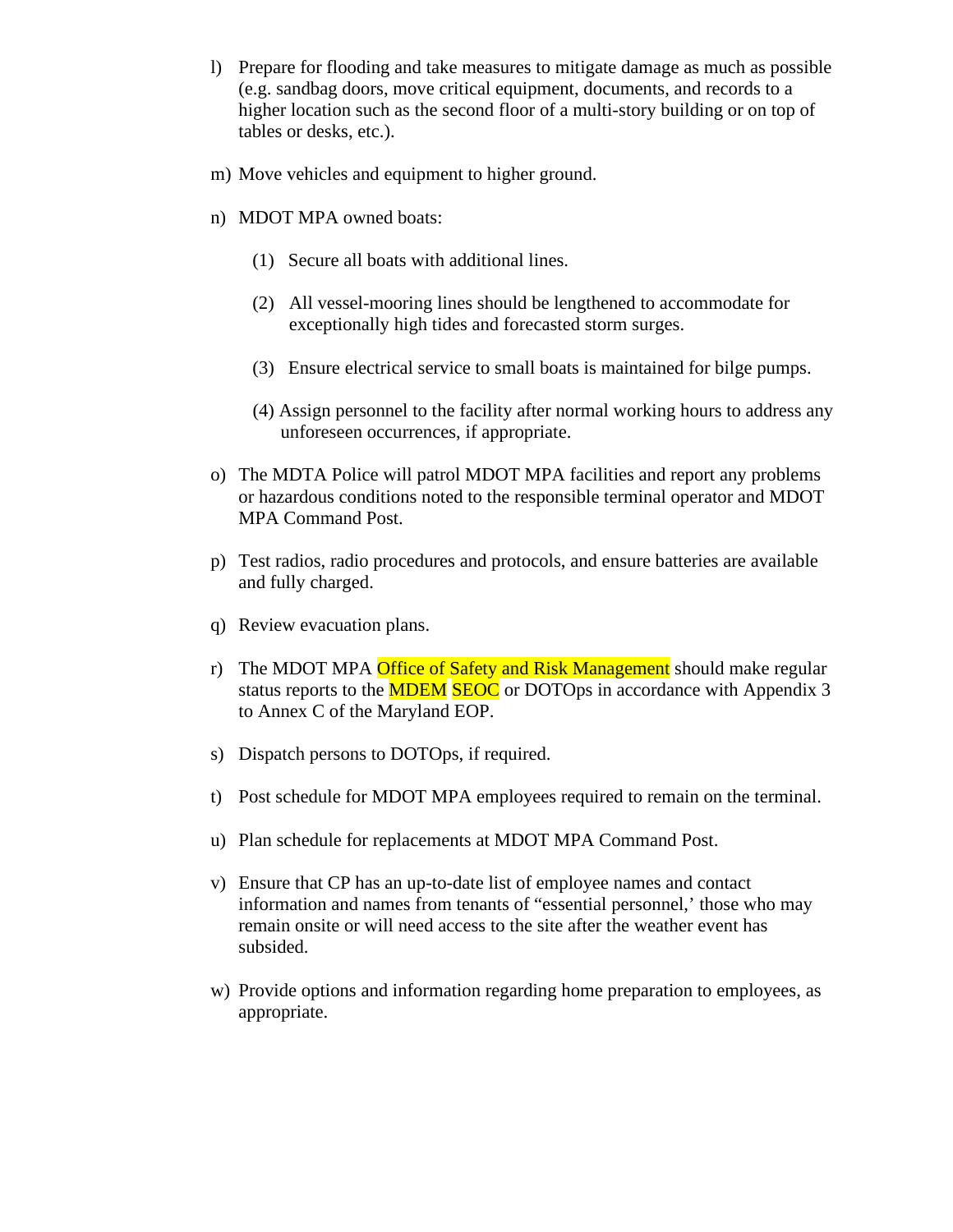l) Prepare for flooding and take measures to mitigate damage as much as possible (e.g. sandbag doors, move critical equipment, documents, and records to a higher location such as the second floor of a multi-story building or on top of tables or desks, etc.).

m) Move vehicles and equipment to higher ground.

n) MDOT MPA owned boats:

   (1) Secure all boats with additional lines.

   (2) All vessel-mooring lines should be lengthened to accommodate for exceptionally high tides and forecasted storm surges.

   (3) Ensure electrical service to small boats is maintained for bilge pumps.

   (4) Assign personnel to the facility after normal working hours to address any unforeseen occurrences, if appropriate.

o) The MDTA Police will patrol MDOT MPA facilities and report any problems or hazardous conditions noted to the responsible terminal operator and MDOT MPA Command Post.

p) Test radios, radio procedures and protocols, and ensure batteries are available and fully charged.

q) Review evacuation plans.

r) The MDOT MPA Office of Safety and Risk Management should make regular status reports to the MDEM SEOC or DOTOps in accordance with Appendix 3 to Annex C of the Maryland EOP.

s) Dispatch persons to DOTOps, if required.

t) Post schedule for MDOT MPA employees required to remain on the terminal.

u) Plan schedule for replacements at MDOT MPA Command Post.

v) Ensure that CP has an up-to-date list of employee names and contact information and names from tenants of "essential personnel,' those who may remain onsite or will need access to the site after the weather event has subsided.

w) Provide options and information regarding home preparation to employees, as appropriate.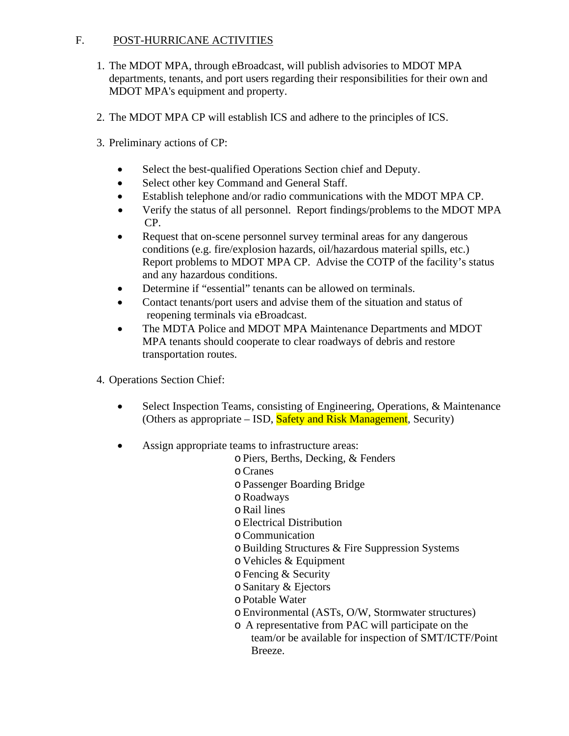F. POST-HURRICANE ACTIVITIES

1. The MDOT MPA, through eBroadcast, will publish advisories to MDOT MPA departments, tenants, and port users regarding their responsibilities for their own and MDOT MPA's equipment and property.

2. The MDOT MPA CP will establish ICS and adhere to the principles of ICS.

3. Preliminary actions of CP:

   - Select the best-qualified Operations Section chief and Deputy.
   - Select other key Command and General Staff.
   - Establish telephone and/or radio communications with the MDOT MPA CP.
   - Verify the status of all personnel. Report findings/problems to the MDOT MPA CP.
   - Request that on-scene personnel survey terminal areas for any dangerous conditions (e.g. fire/explosion hazards, oil/hazardous material spills, etc.) Report problems to MDOT MPA CP. Advise the COTP of the facility's status and any hazardous conditions.
   - Determine if "essential" tenants can be allowed on terminals.
   - Contact tenants/port users and advise them of the situation and status of reopening terminals via eBroadcast.
   - The MDTA Police and MDOT MPA Maintenance Departments and MDOT MPA tenants should cooperate to clear roadways of debris and restore transportation routes.

4. Operations Section Chief:

   - Select Inspection Teams, consisting of Engineering, Operations, & Maintenance (Others as appropriate – ISD, Safety and Risk Management, Security)

   - Assign appropriate teams to infrastructure areas:
     - Piers, Berths, Decking, & Fenders
     - Cranes
     - Passenger Boarding Bridge
     - Roadways
     - Rail lines
     - Electrical Distribution
     - Communication
     - Building Structures & Fire Suppression Systems
     - Vehicles & Equipment
     - Fencing & Security
     - Sanitary & Ejectors
     - Potable Water
     - Environmental (ASTs, O/W, Stormwater structures)
     - A representative from PAC will participate on the team/or be available for inspection of SMT/ICTF/Point Breeze.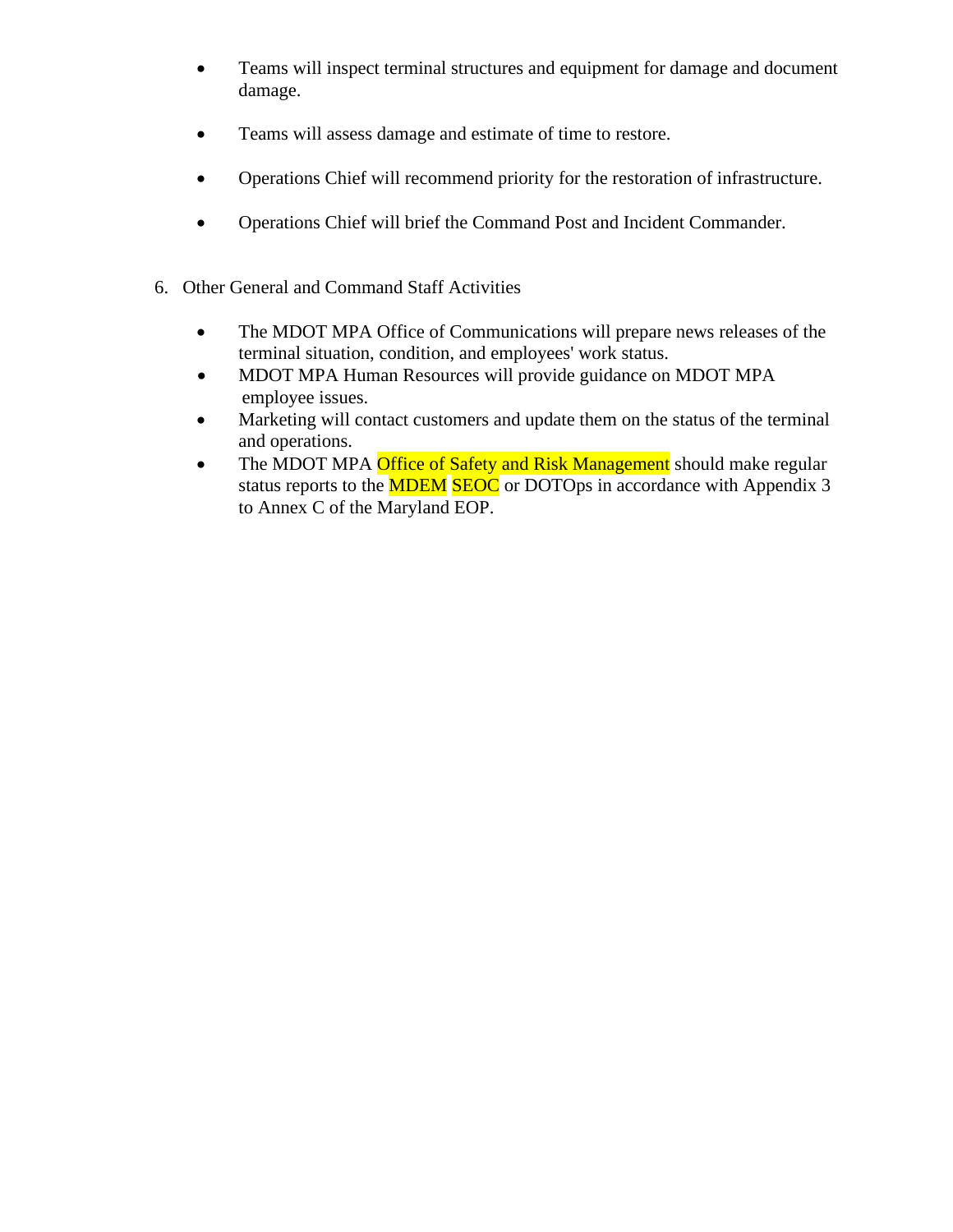- Teams will inspect terminal structures and equipment for damage and document damage.

- Teams will assess damage and estimate of time to restore.

- Operations Chief will recommend priority for the restoration of infrastructure.

- Operations Chief will brief the Command Post and Incident Commander.

6. Other General and Command Staff Activities

- The MDOT MPA Office of Communications will prepare news releases of the terminal situation, condition, and employees' work status.
- MDOT MPA Human Resources will provide guidance on MDOT MPA employee issues.
- Marketing will contact customers and update them on the status of the terminal and operations.
- The MDOT MPA Office of Safety and Risk Management should make regular status reports to the MDEM SEOC or DOTOps in accordance with Appendix 3 to Annex C of the Maryland EOP.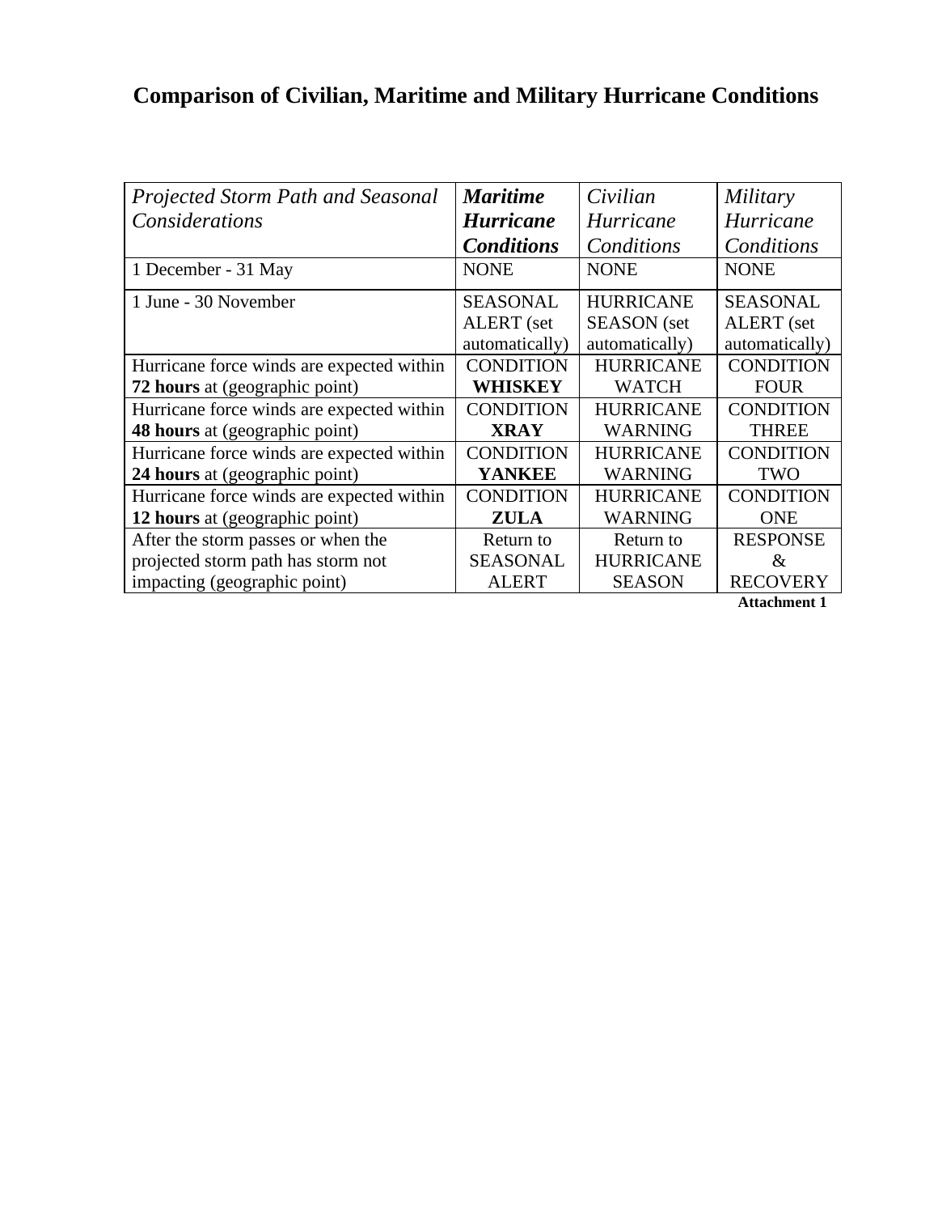# Comparison of Civilian, Maritime and Military Hurricane Conditions

| *Projected Storm Path and Seasonal Considerations* | ***Maritime Hurricane Conditions*** | *Civilian Hurricane Conditions* | *Military Hurricane Conditions* |
|---|---|---|---|
| 1 December - 31 May | NONE | NONE | NONE |
| 1 June - 30 November | SEASONAL ALERT (set automatically) | HURRICANE SEASON (set automatically) | SEASONAL ALERT (set automatically) |
| Hurricane force winds are expected within **72 hours** at (geographic point) | CONDITION **WHISKEY** | HURRICANE WATCH | CONDITION FOUR |
| Hurricane force winds are expected within **48 hours** at (geographic point) | CONDITION **XRAY** | HURRICANE WARNING | CONDITION THREE |
| Hurricane force winds are expected within **24 hours** at (geographic point) | CONDITION **YANKEE** | HURRICANE WARNING | CONDITION TWO |
| Hurricane force winds are expected within **12 hours** at (geographic point) | CONDITION **ZULA** | HURRICANE WARNING | CONDITION ONE |
| After the storm passes or when the projected storm path has storm not impacting (geographic point) | Return to SEASONAL ALERT | Return to HURRICANE SEASON | RESPONSE & RECOVERY |

**Attachment 1**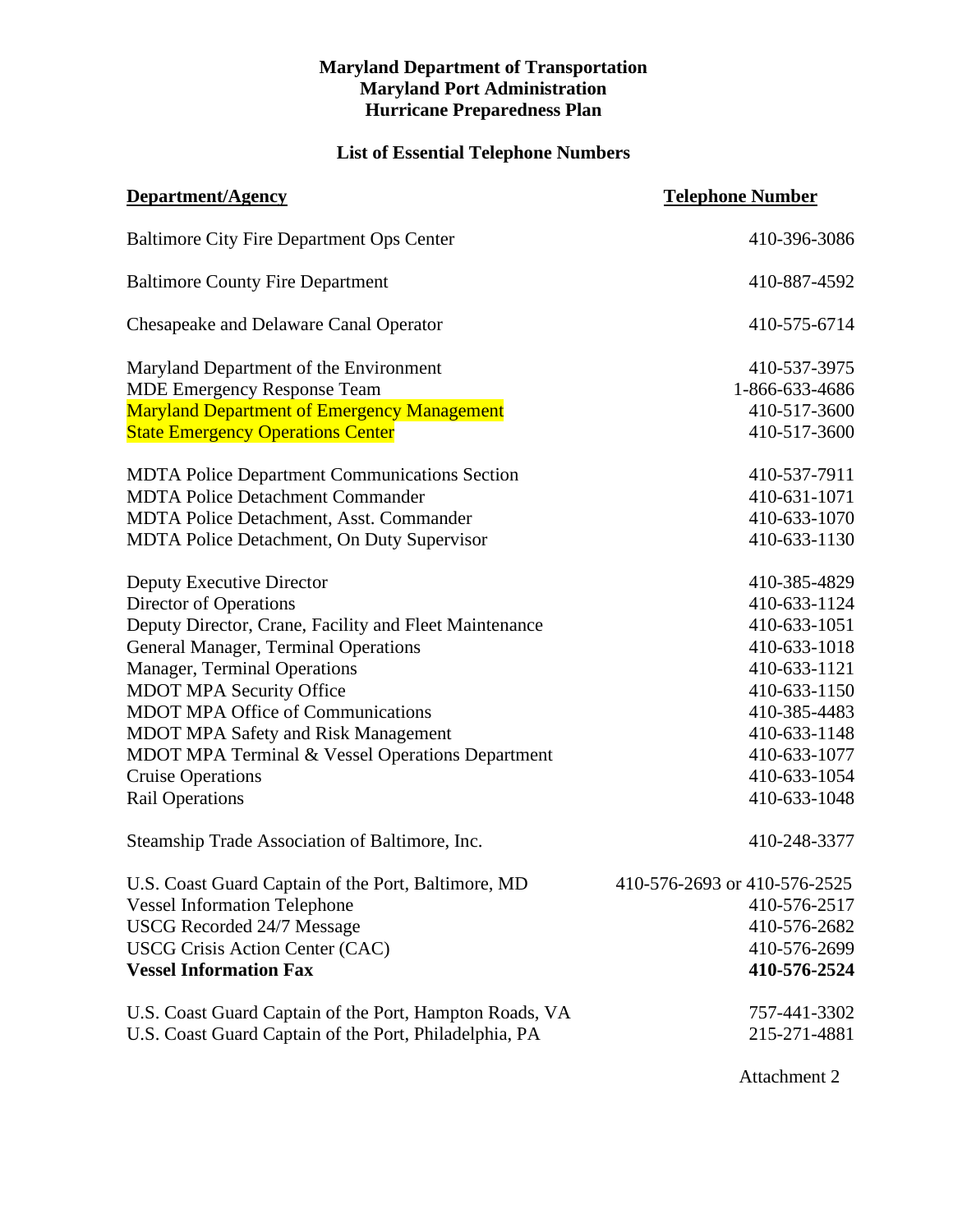**Maryland Department of Transportation**
**Maryland Port Administration**
**Hurricane Preparedness Plan**

## List of Essential Telephone Numbers

| Department/Agency | Telephone Number |
| --- | --- |
| Baltimore City Fire Department Ops Center | 410-396-3086 |
| Baltimore County Fire Department | 410-887-4592 |
| Chesapeake and Delaware Canal Operator | 410-575-6714 |
| Maryland Department of the Environment | 410-537-3975 |
| MDE Emergency Response Team | 1-866-633-4686 |
| Maryland Department of Emergency Management | 410-517-3600 |
| State Emergency Operations Center | 410-517-3600 |
| MDTA Police Department Communications Section | 410-537-7911 |
| MDTA Police Detachment Commander | 410-631-1071 |
| MDTA Police Detachment, Asst. Commander | 410-633-1070 |
| MDTA Police Detachment, On Duty Supervisor | 410-633-1130 |
| Deputy Executive Director | 410-385-4829 |
| Director of Operations | 410-633-1124 |
| Deputy Director, Crane, Facility and Fleet Maintenance | 410-633-1051 |
| General Manager, Terminal Operations | 410-633-1018 |
| Manager, Terminal Operations | 410-633-1121 |
| MDOT MPA Security Office | 410-633-1150 |
| MDOT MPA Office of Communications | 410-385-4483 |
| MDOT MPA Safety and Risk Management | 410-633-1148 |
| MDOT MPA Terminal & Vessel Operations Department | 410-633-1077 |
| Cruise Operations | 410-633-1054 |
| Rail Operations | 410-633-1048 |
| Steamship Trade Association of Baltimore, Inc. | 410-248-3377 |
| U.S. Coast Guard Captain of the Port, Baltimore, MD | 410-576-2693 or 410-576-2525 |
| Vessel Information Telephone | 410-576-2517 |
| USCG Recorded 24/7 Message | 410-576-2682 |
| USCG Crisis Action Center (CAC) | 410-576-2699 |
| **Vessel Information Fax** | **410-576-2524** |
| U.S. Coast Guard Captain of the Port, Hampton Roads, VA | 757-441-3302 |
| U.S. Coast Guard Captain of the Port, Philadelphia, PA | 215-271-4881 |

Attachment 2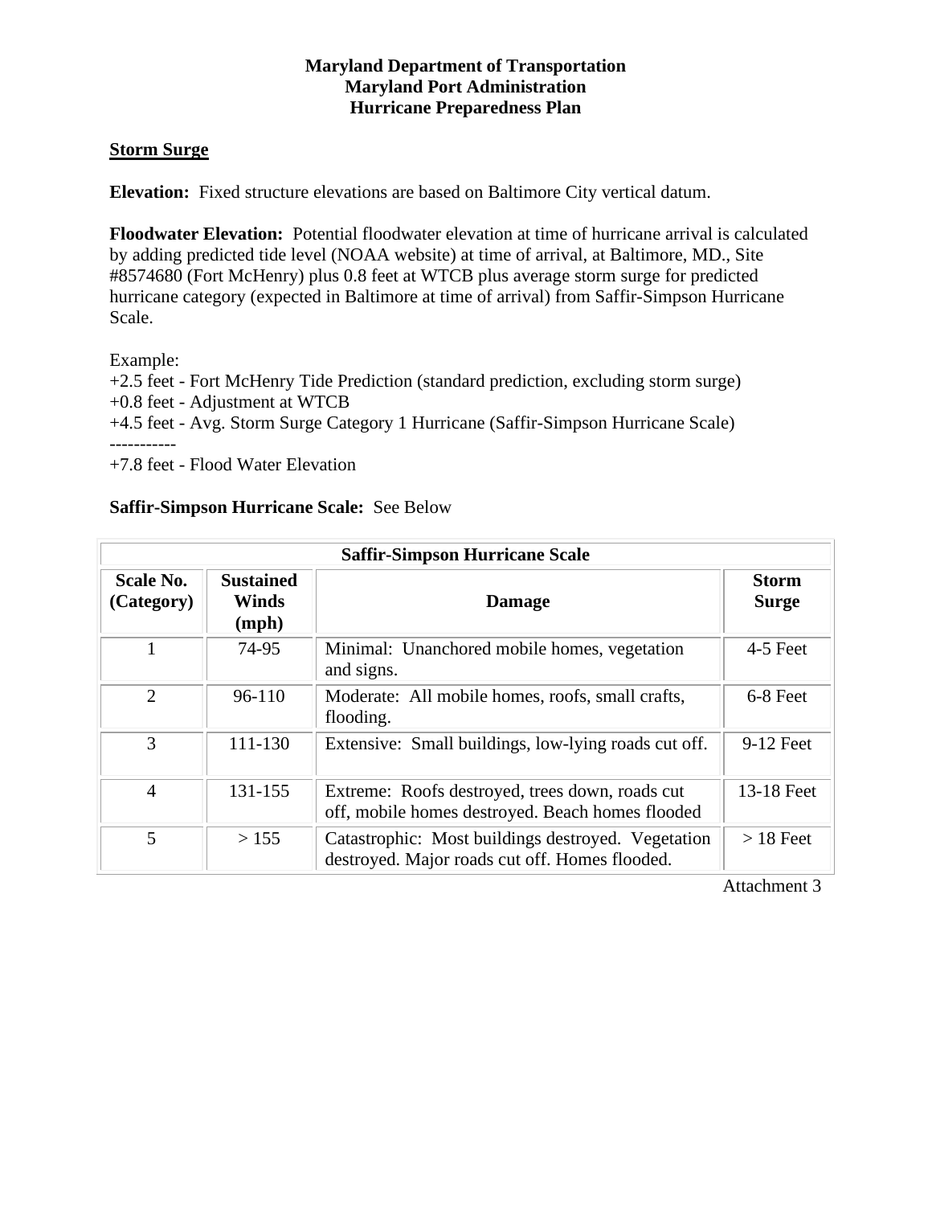**Maryland Department of Transportation**
**Maryland Port Administration**
**Hurricane Preparedness Plan**

## Storm Surge

**Elevation:** Fixed structure elevations are based on Baltimore City vertical datum.

**Floodwater Elevation:** Potential floodwater elevation at time of hurricane arrival is calculated by adding predicted tide level (NOAA website) at time of arrival, at Baltimore, MD., Site #8574680 (Fort McHenry) plus 0.8 feet at WTCB plus average storm surge for predicted hurricane category (expected in Baltimore at time of arrival) from Saffir-Simpson Hurricane Scale.

Example:
+2.5 feet - Fort McHenry Tide Prediction (standard prediction, excluding storm surge)
+0.8 feet - Adjustment at WTCB
+4.5 feet - Avg. Storm Surge Category 1 Hurricane (Saffir-Simpson Hurricane Scale)
-----------
+7.8 feet - Flood Water Elevation

**Saffir-Simpson Hurricane Scale:** See Below

**Saffir-Simpson Hurricane Scale**

| Scale No. (Category) | Sustained Winds (mph) | Damage | Storm Surge |
|---|---|---|---|
| 1 | 74-95 | Minimal: Unanchored mobile homes, vegetation and signs. | 4-5 Feet |
| 2 | 96-110 | Moderate: All mobile homes, roofs, small crafts, flooding. | 6-8 Feet |
| 3 | 111-130 | Extensive: Small buildings, low-lying roads cut off. | 9-12 Feet |
| 4 | 131-155 | Extreme: Roofs destroyed, trees down, roads cut off, mobile homes destroyed. Beach homes flooded | 13-18 Feet |
| 5 | > 155 | Catastrophic: Most buildings destroyed. Vegetation destroyed. Major roads cut off. Homes flooded. | > 18 Feet |

Attachment 3